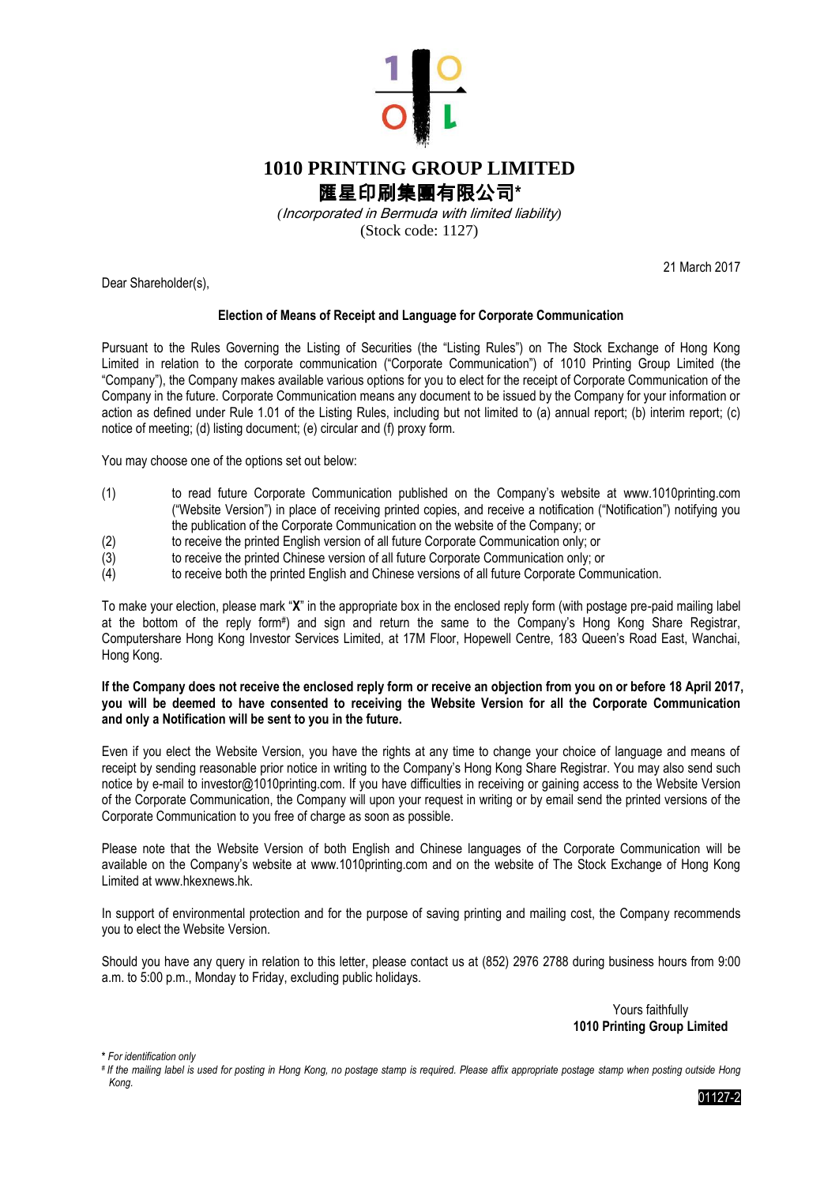# 1010 PRINTING GROUP LIMITED

# 匯星印刷集團有限公司*

*(Incorporated in Bermuda with limited liability)*

(Stock code: 1127)

21 March 2017

Dear Shareholder(s),

**Election of Means of Receipt and Language for Corporate Communication**

Pursuant to the Rules Governing the Listing of Securities (the "Listing Rules") on The Stock Exchange of Hong Kong Limited in relation to the corporate communication ("Corporate Communication") of 1010 Printing Group Limited (the "Company"), the Company makes available various options for you to elect for the receipt of Corporate Communication of the Company in the future. Corporate Communication means any document to be issued by the Company for your information or action as defined under Rule 1.01 of the Listing Rules, including but not limited to (a) annual report; (b) interim report; (c) notice of meeting; (d) listing document; (e) circular and (f) proxy form.

You may choose one of the options set out below:

(1) to read future Corporate Communication published on the Company's website at www.1010printing.com ("Website Version") in place of receiving printed copies, and receive a notification ("Notification") notifying you the publication of the Corporate Communication on the website of the Company; or

(2) to receive the printed English version of all future Corporate Communication only; or

(3) to receive the printed Chinese version of all future Corporate Communication only; or

(4) to receive both the printed English and Chinese versions of all future Corporate Communication.

To make your election, please mark "**X**" in the appropriate box in the enclosed reply form (with postage pre-paid mailing label at the bottom of the reply form#) and sign and return the same to the Company's Hong Kong Share Registrar, Computershare Hong Kong Investor Services Limited, at 17M Floor, Hopewell Centre, 183 Queen's Road East, Wanchai, Hong Kong.

**If the Company does not receive the enclosed reply form or receive an objection from you on or before 18 April 2017, you will be deemed to have consented to receiving the Website Version for all the Corporate Communication and only a Notification will be sent to you in the future.**

Even if you elect the Website Version, you have the rights at any time to change your choice of language and means of receipt by sending reasonable prior notice in writing to the Company's Hong Kong Share Registrar. You may also send such notice by e-mail to investor@1010printing.com. If you have difficulties in receiving or gaining access to the Website Version of the Corporate Communication, the Company will upon your request in writing or by email send the printed versions of the Corporate Communication to you free of charge as soon as possible.

Please note that the Website Version of both English and Chinese languages of the Corporate Communication will be available on the Company's website at www.1010printing.com and on the website of The Stock Exchange of Hong Kong Limited at www.hkexnews.hk.

In support of environmental protection and for the purpose of saving printing and mailing cost, the Company recommends you to elect the Website Version.

Should you have any query in relation to this letter, please contact us at (852) 2976 2788 during business hours from 9:00 a.m. to 5:00 p.m., Monday to Friday, excluding public holidays.

Yours faithfully
**1010 Printing Group Limited**

*\* For identification only*

*# If the mailing label is used for posting in Hong Kong, no postage stamp is required. Please affix appropriate postage stamp when posting outside Hong Kong.*

01127-2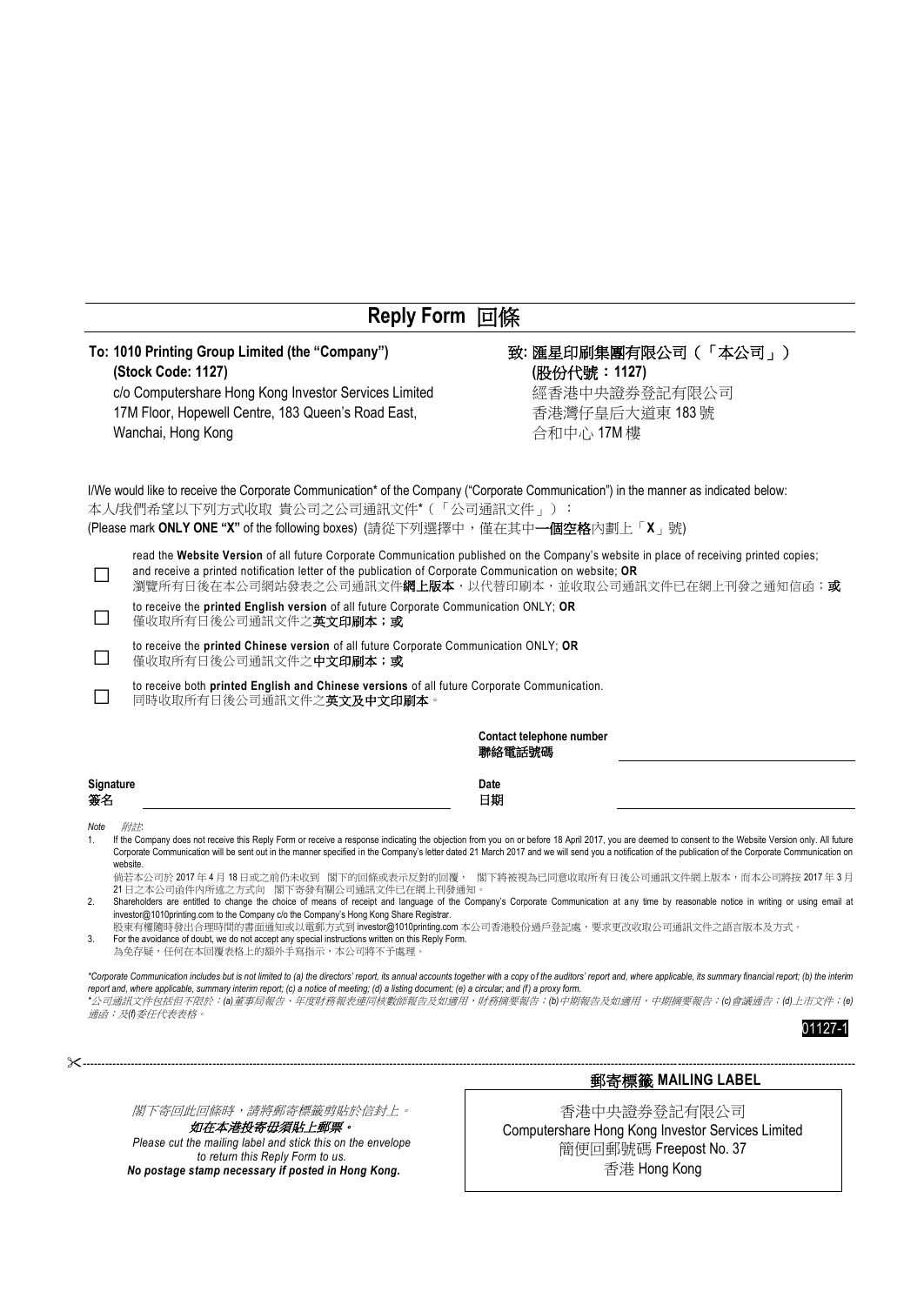# Reply Form 回條

**To: 1010 Printing Group Limited (the "Company")**
**(Stock Code: 1127)**
c/o Computershare Hong Kong Investor Services Limited
17M Floor, Hopewell Centre, 183 Queen's Road East,
Wanchai, Hong Kong

**致: 匯星印刷集團有限公司（「本公司」）**
**(股份代號：1127)**
經香港中央證券登記有限公司
香港灣仔皇后大道東 183 號
合和中心 17M 樓

I/We would like to receive the Corporate Communication* of the Company ("Corporate Communication") in the manner as indicated below:
本人/我們希望以下列方式收取 貴公司之公司通訊文件*（「公司通訊文件」）：
(Please mark **ONLY ONE "X"** of the following boxes) (請從下列選擇中，僅在其中**一個空格**內劃上「**X**」號)

☐ read the **Website Version** of all future Corporate Communication published on the Company's website in place of receiving printed copies; and receive a printed notification letter of the publication of Corporate Communication on website; **OR**
瀏覽所有日後在本公司網站發表之公司通訊文件**網上版本**，以代替印刷本，並收取公司通訊文件已在網上刊發之通知信函；**或**

☐ to receive the **printed English version** of all future Corporate Communication ONLY; **OR**
僅收取所有日後公司通訊文件之**英文印刷本；或**

☐ to receive the **printed Chinese version** of all future Corporate Communication ONLY; **OR**
僅收取所有日後公司通訊文件之**中文印刷本；或**

☐ to receive both **printed English and Chinese versions** of all future Corporate Communication.
同時收取所有日後公司通訊文件之**英文及中文印刷本**。

**Contact telephone number 聯絡電話號碼** ____________________

**Signature 簽名** ____________________ **Date 日期** ____________________

*Note 附註:*

1. If the Company does not receive this Reply Form or receive a response indicating the objection from you on or before 18 April 2017, you are deemed to consent to the Website Version only. All future Corporate Communication will be sent out in the manner specified in the Company's letter dated 21 March 2017 and we will send you a notification of the publication of the Corporate Communication on website.
倘若本公司於 2017 年 4 月 18 日或之前仍未收到 閣下的回條或表示反對的回覆， 閣下將被視為已同意收取所有日後公司通訊文件網上版本，而本公司將按 2017 年 3 月 21 日之本公司函件內所述之方式向 閣下寄發有關公司通訊文件已在網上刊登通知。
2. Shareholders are entitled to change the choice of means of receipt and language of the Company's Corporate Communication at any time by reasonable notice in writing or using email at investor@1010printing.com to the Company c/o the Company's Hong Kong Share Registrar.
股東有權隨時發出合理時間的書面通知或以電郵方式到 investor@1010printing.com 本公司香港股份過戶登記處，要求更改收取公司通訊文件之語言版本及方式。
3. For the avoidance of doubt, we do not accept any special instructions written on this Reply Form.
為免存疑，任何在本回覆表格上的額外手寫指示，本公司將不予處理。

*\*Corporate Communication includes but is not limited to (a) the directors' report, its annual accounts together with a copy of the auditors' report and, where applicable, its summary financial report; (b) the interim report and, where applicable, summary interim report; (c) a notice of meeting; (d) a listing document; (e) a circular; and (f) a proxy form.*
*\*公司通訊文件包括但不限於：(a)董事局報告、年度財務報表連同核數師報告及如適用，財務摘要報告；(b)中期報告及如適用，中期摘要報告；(c)會議通告；(d)上市文件；(e)通函；及(f)委任代表表格。*

01127-1

---

*閣下寄回此回條時，請將郵寄標籤剪貼於信封上。*
***如在本港投寄毋須貼上郵票。***
*Please cut the mailing label and stick this on the envelope to return this Reply Form to us.*
***No postage stamp necessary if posted in Hong Kong.***

**郵寄標籤 MAILING LABEL**

香港中央證券登記有限公司
Computershare Hong Kong Investor Services Limited
簡便回郵號碼 Freepost No. 37
香港 Hong Kong